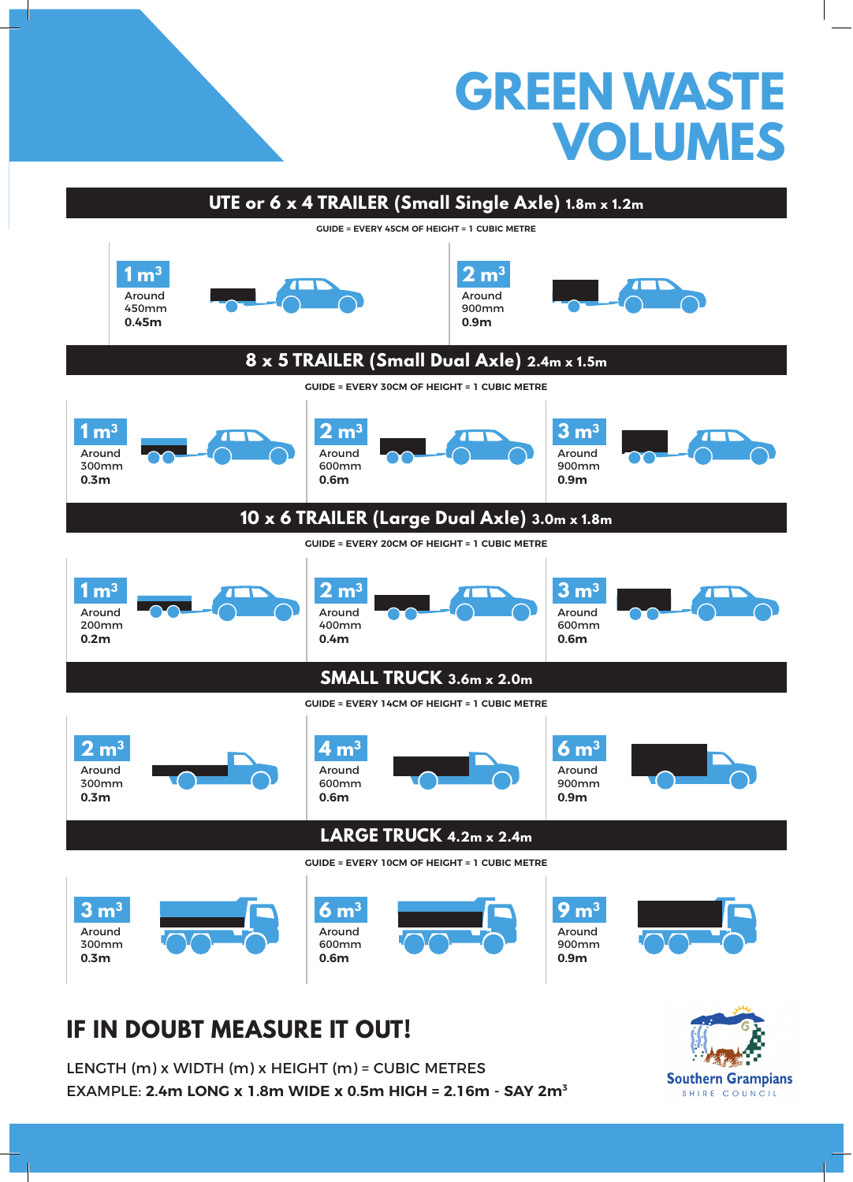# GREEN WASTE VOLUMES

## UTE or 6 x 4 TRAILER (Small Single Axle) 1.8m x 1.2m

GUIDE = EVERY 45CM OF HEIGHT = 1 CUBIC METRE

| Volume | Height |
| --- | --- |
| 1 $m^3$ | Around 450mm **0.45m** |
| 2 $m^3$ | Around 900mm **0.9m** |

## 8 x 5 TRAILER (Small Dual Axle) 2.4m x 1.5m

GUIDE = EVERY 30CM OF HEIGHT = 1 CUBIC METRE

| Volume | Height |
| --- | --- |
| 1 $m^3$ | Around 300mm **0.3m** |
| 2 $m^3$ | Around 600mm **0.6m** |
| 3 $m^3$ | Around 900mm **0.9m** |

## 10 x 6 TRAILER (Large Dual Axle) 3.0m x 1.8m

GUIDE = EVERY 20CM OF HEIGHT = 1 CUBIC METRE

| Volume | Height |
| --- | --- |
| 1 $m^3$ | Around 200mm **0.2m** |
| 2 $m^3$ | Around 400mm **0.4m** |
| 3 $m^3$ | Around 600mm **0.6m** |

## SMALL TRUCK 3.6m x 2.0m

GUIDE = EVERY 14CM OF HEIGHT = 1 CUBIC METRE

| Volume | Height |
| --- | --- |
| 2 $m^3$ | Around 300mm **0.3m** |
| 4 $m^3$ | Around 600mm **0.6m** |
| 6 $m^3$ | Around 900mm **0.9m** |

## LARGE TRUCK 4.2m x 2.4m

GUIDE = EVERY 10CM OF HEIGHT = 1 CUBIC METRE

| Volume | Height |
| --- | --- |
| 3 $m^3$ | Around 300mm **0.3m** |
| 6 $m^3$ | Around 600mm **0.6m** |
| 9 $m^3$ | Around 900mm **0.9m** |

## IF IN DOUBT MEASURE IT OUT!

LENGTH (m) x WIDTH (m) x HEIGHT (m) = CUBIC METRES

EXAMPLE: **2.4m LONG x 1.8m WIDE x 0.5m HIGH = 2.16m - SAY 2$m^3$**

Southern Grampians SHIRE COUNCIL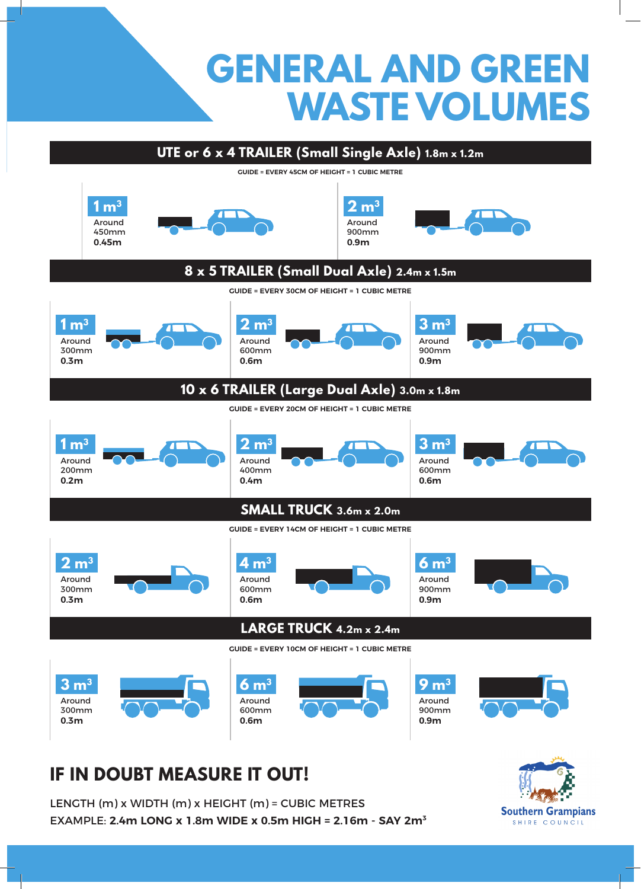# GENERAL AND GREEN WASTE VOLUMES

## UTE or 6 x 4 TRAILER (Small Single Axle) 1.8m x 1.2m

GUIDE = EVERY 45CM OF HEIGHT = 1 CUBIC METRE

**1 $m^3$**
Around
450mm
**0.45m**

**2 $m^3$**
Around
900mm
**0.9m**

## 8 x 5 TRAILER (Small Dual Axle) 2.4m x 1.5m

GUIDE = EVERY 30CM OF HEIGHT = 1 CUBIC METRE

**1 $m^3$**
Around
300mm
**0.3m**

**2 $m^3$**
Around
600mm
**0.6m**

**3 $m^3$**
Around
900mm
**0.9m**

## 10 x 6 TRAILER (Large Dual Axle) 3.0m x 1.8m

GUIDE = EVERY 20CM OF HEIGHT = 1 CUBIC METRE

**1 $m^3$**
Around
200mm
**0.2m**

**2 $m^3$**
Around
400mm
**0.4m**

**3 $m^3$**
Around
600mm
**0.6m**

## SMALL TRUCK 3.6m x 2.0m

GUIDE = EVERY 14CM OF HEIGHT = 1 CUBIC METRE

**2 $m^3$**
Around
300mm
**0.3m**

**4 $m^3$**
Around
600mm
**0.6m**

**6 $m^3$**
Around
900mm
**0.9m**

## LARGE TRUCK 4.2m x 2.4m

GUIDE = EVERY 10CM OF HEIGHT = 1 CUBIC METRE

**3 $m^3$**
Around
300mm
**0.3m**

**6 $m^3$**
Around
600mm
**0.6m**

**9 $m^3$**
Around
900mm
**0.9m**

## IF IN DOUBT MEASURE IT OUT!

LENGTH (m) x WIDTH (m) x HEIGHT (m) = CUBIC METRES

EXAMPLE: **2.4m LONG x 1.8m WIDE x 0.5m HIGH = 2.16m - SAY 2$m^3$**

Southern Grampians
SHIRE COUNCIL